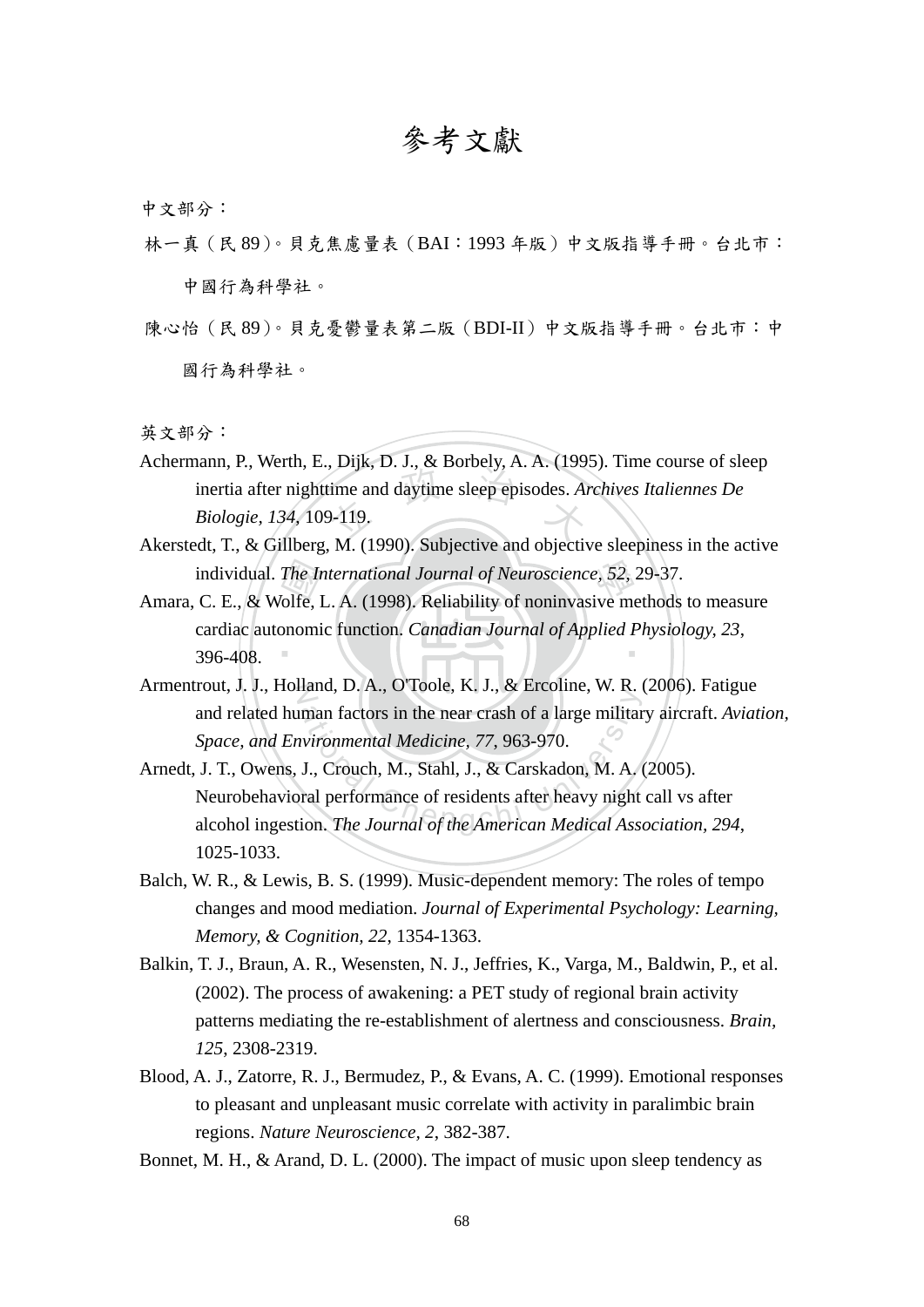# 參考文獻

中文部分：

林一真（民 89）。貝克焦慮量表（BAI：1993 年版）中文版指導手冊。台北市：中國行為科學社。

陳心怡（民 89）。貝克憂鬱量表第二版（BDI-II）中文版指導手冊。台北市：中國行為科學社。

英文部分：

Achermann, P., Werth, E., Dijk, D. J., & Borbely, A. A. (1995). Time course of sleep inertia after nighttime and daytime sleep episodes. *Archives Italiennes De Biologie, 134*, 109-119.

Akerstedt, T., & Gillberg, M. (1990). Subjective and objective sleepiness in the active individual. *The International Journal of Neuroscience, 52*, 29-37.

Amara, C. E., & Wolfe, L. A. (1998). Reliability of noninvasive methods to measure cardiac autonomic function. *Canadian Journal of Applied Physiology, 23*, 396-408.

Armentrout, J. J., Holland, D. A., O'Toole, K. J., & Ercoline, W. R. (2006). Fatigue and related human factors in the near crash of a large military aircraft. *Aviation, Space, and Environmental Medicine, 77*, 963-970.

Arnedt, J. T., Owens, J., Crouch, M., Stahl, J., & Carskadon, M. A. (2005). Neurobehavioral performance of residents after heavy night call vs after alcohol ingestion. *The Journal of the American Medical Association, 294*, 1025-1033.

Balch, W. R., & Lewis, B. S. (1999). Music-dependent memory: The roles of tempo changes and mood mediation. *Journal of Experimental Psychology: Learning, Memory, & Cognition, 22*, 1354-1363.

Balkin, T. J., Braun, A. R., Wesensten, N. J., Jeffries, K., Varga, M., Baldwin, P., et al. (2002). The process of awakening: a PET study of regional brain activity patterns mediating the re-establishment of alertness and consciousness. *Brain, 125*, 2308-2319.

Blood, A. J., Zatorre, R. J., Bermudez, P., & Evans, A. C. (1999). Emotional responses to pleasant and unpleasant music correlate with activity in paralimbic brain regions. *Nature Neuroscience, 2*, 382-387.

Bonnet, M. H., & Arand, D. L. (2000). The impact of music upon sleep tendency as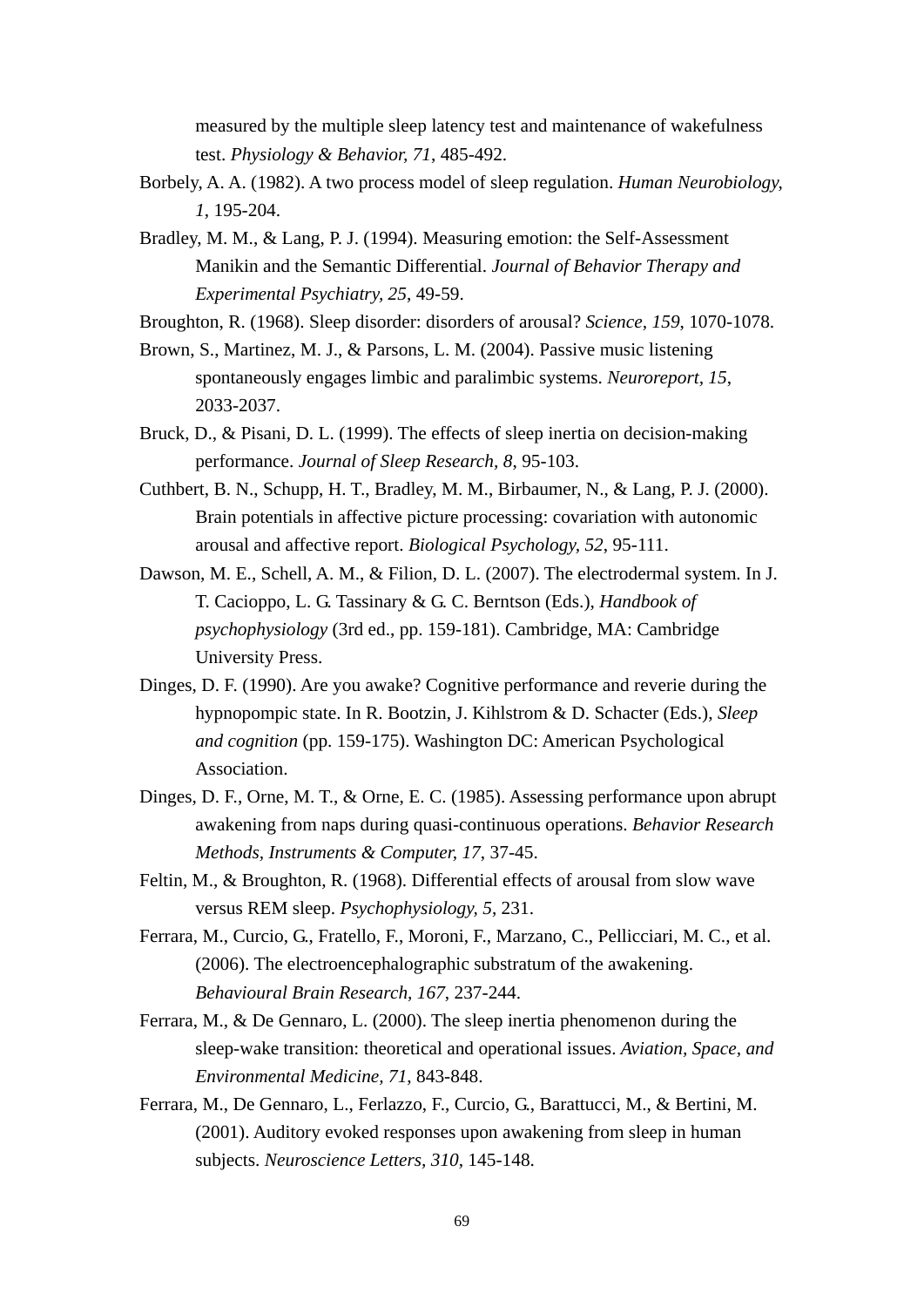measured by the multiple sleep latency test and maintenance of wakefulness test. *Physiology & Behavior, 71*, 485-492.

Borbely, A. A. (1982). A two process model of sleep regulation. *Human Neurobiology, 1*, 195-204.

Bradley, M. M., & Lang, P. J. (1994). Measuring emotion: the Self-Assessment Manikin and the Semantic Differential. *Journal of Behavior Therapy and Experimental Psychiatry, 25*, 49-59.

Broughton, R. (1968). Sleep disorder: disorders of arousal? *Science, 159*, 1070-1078.

Brown, S., Martinez, M. J., & Parsons, L. M. (2004). Passive music listening spontaneously engages limbic and paralimbic systems. *Neuroreport, 15*, 2033-2037.

Bruck, D., & Pisani, D. L. (1999). The effects of sleep inertia on decision-making performance. *Journal of Sleep Research, 8*, 95-103.

Cuthbert, B. N., Schupp, H. T., Bradley, M. M., Birbaumer, N., & Lang, P. J. (2000). Brain potentials in affective picture processing: covariation with autonomic arousal and affective report. *Biological Psychology, 52*, 95-111.

Dawson, M. E., Schell, A. M., & Filion, D. L. (2007). The electrodermal system. In J. T. Cacioppo, L. G. Tassinary & G. C. Berntson (Eds.), *Handbook of psychophysiology* (3rd ed., pp. 159-181). Cambridge, MA: Cambridge University Press.

Dinges, D. F. (1990). Are you awake? Cognitive performance and reverie during the hypnopompic state. In R. Bootzin, J. Kihlstrom & D. Schacter (Eds.), *Sleep and cognition* (pp. 159-175). Washington DC: American Psychological Association.

Dinges, D. F., Orne, M. T., & Orne, E. C. (1985). Assessing performance upon abrupt awakening from naps during quasi-continuous operations. *Behavior Research Methods, Instruments & Computer, 17*, 37-45.

Feltin, M., & Broughton, R. (1968). Differential effects of arousal from slow wave versus REM sleep. *Psychophysiology, 5*, 231.

Ferrara, M., Curcio, G., Fratello, F., Moroni, F., Marzano, C., Pellicciari, M. C., et al. (2006). The electroencephalographic substratum of the awakening. *Behavioural Brain Research, 167*, 237-244.

Ferrara, M., & De Gennaro, L. (2000). The sleep inertia phenomenon during the sleep-wake transition: theoretical and operational issues. *Aviation, Space, and Environmental Medicine, 71*, 843-848.

Ferrara, M., De Gennaro, L., Ferlazzo, F., Curcio, G., Barattucci, M., & Bertini, M. (2001). Auditory evoked responses upon awakening from sleep in human subjects. *Neuroscience Letters, 310*, 145-148.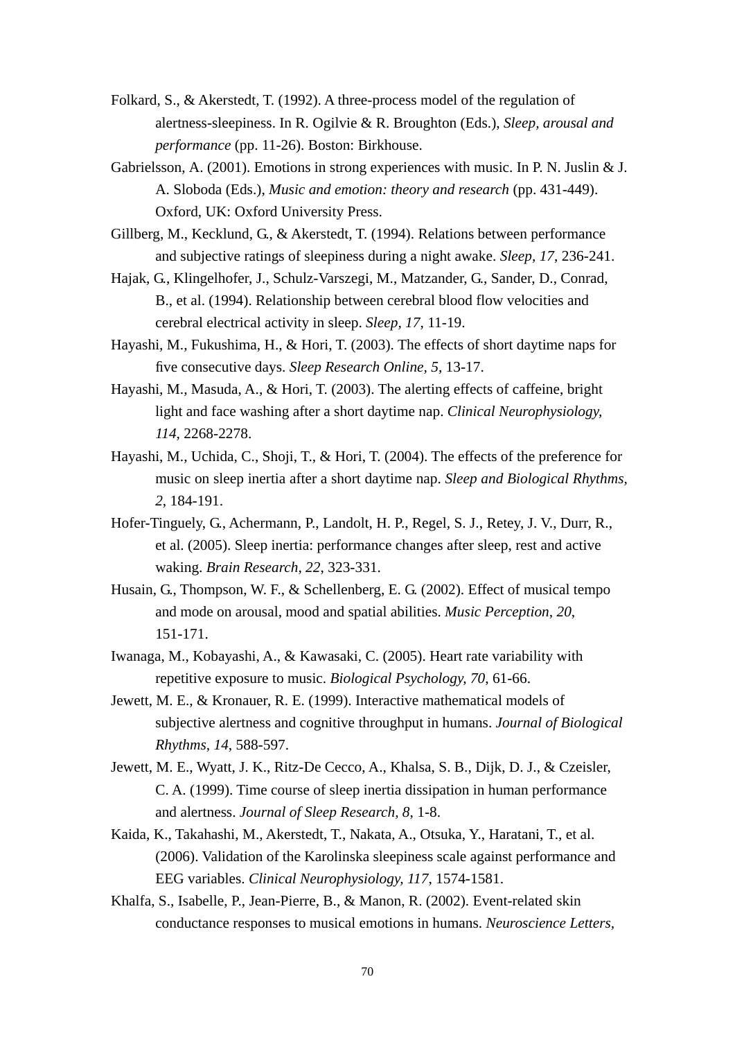Folkard, S., & Akerstedt, T. (1992). A three-process model of the regulation of alertness-sleepiness. In R. Ogilvie & R. Broughton (Eds.), *Sleep, arousal and performance* (pp. 11-26). Boston: Birkhouse.

Gabrielsson, A. (2001). Emotions in strong experiences with music. In P. N. Juslin & J. A. Sloboda (Eds.), *Music and emotion: theory and research* (pp. 431-449). Oxford, UK: Oxford University Press.

Gillberg, M., Kecklund, G., & Akerstedt, T. (1994). Relations between performance and subjective ratings of sleepiness during a night awake. *Sleep, 17*, 236-241.

Hajak, G., Klingelhofer, J., Schulz-Varszegi, M., Matzander, G., Sander, D., Conrad, B., et al. (1994). Relationship between cerebral blood flow velocities and cerebral electrical activity in sleep. *Sleep, 17*, 11-19.

Hayashi, M., Fukushima, H., & Hori, T. (2003). The effects of short daytime naps for five consecutive days. *Sleep Research Online, 5*, 13-17.

Hayashi, M., Masuda, A., & Hori, T. (2003). The alerting effects of caffeine, bright light and face washing after a short daytime nap. *Clinical Neurophysiology, 114*, 2268-2278.

Hayashi, M., Uchida, C., Shoji, T., & Hori, T. (2004). The effects of the preference for music on sleep inertia after a short daytime nap. *Sleep and Biological Rhythms, 2*, 184-191.

Hofer-Tinguely, G., Achermann, P., Landolt, H. P., Regel, S. J., Retey, J. V., Durr, R., et al. (2005). Sleep inertia: performance changes after sleep, rest and active waking. *Brain Research, 22*, 323-331.

Husain, G., Thompson, W. F., & Schellenberg, E. G. (2002). Effect of musical tempo and mode on arousal, mood and spatial abilities. *Music Perception, 20*, 151-171.

Iwanaga, M., Kobayashi, A., & Kawasaki, C. (2005). Heart rate variability with repetitive exposure to music. *Biological Psychology, 70*, 61-66.

Jewett, M. E., & Kronauer, R. E. (1999). Interactive mathematical models of subjective alertness and cognitive throughput in humans. *Journal of Biological Rhythms, 14*, 588-597.

Jewett, M. E., Wyatt, J. K., Ritz-De Cecco, A., Khalsa, S. B., Dijk, D. J., & Czeisler, C. A. (1999). Time course of sleep inertia dissipation in human performance and alertness. *Journal of Sleep Research, 8*, 1-8.

Kaida, K., Takahashi, M., Akerstedt, T., Nakata, A., Otsuka, Y., Haratani, T., et al. (2006). Validation of the Karolinska sleepiness scale against performance and EEG variables. *Clinical Neurophysiology, 117*, 1574-1581.

Khalfa, S., Isabelle, P., Jean-Pierre, B., & Manon, R. (2002). Event-related skin conductance responses to musical emotions in humans. *Neuroscience Letters,*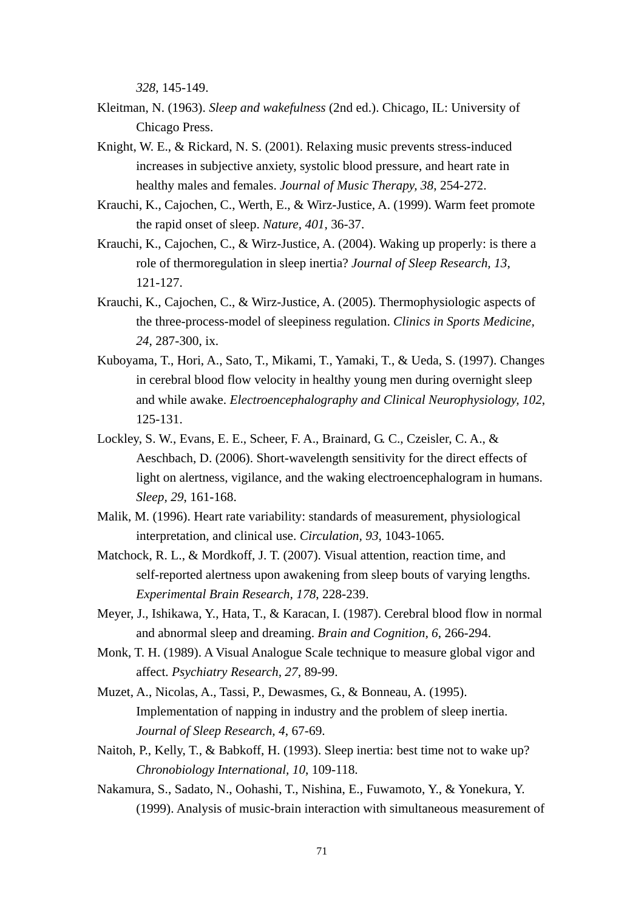*328*, 145-149.

Kleitman, N. (1963). *Sleep and wakefulness* (2nd ed.). Chicago, IL: University of Chicago Press.

Knight, W. E., & Rickard, N. S. (2001). Relaxing music prevents stress-induced increases in subjective anxiety, systolic blood pressure, and heart rate in healthy males and females. *Journal of Music Therapy, 38*, 254-272.

Krauchi, K., Cajochen, C., Werth, E., & Wirz-Justice, A. (1999). Warm feet promote the rapid onset of sleep. *Nature, 401*, 36-37.

Krauchi, K., Cajochen, C., & Wirz-Justice, A. (2004). Waking up properly: is there a role of thermoregulation in sleep inertia? *Journal of Sleep Research, 13*, 121-127.

Krauchi, K., Cajochen, C., & Wirz-Justice, A. (2005). Thermophysiologic aspects of the three-process-model of sleepiness regulation. *Clinics in Sports Medicine, 24*, 287-300, ix.

Kuboyama, T., Hori, A., Sato, T., Mikami, T., Yamaki, T., & Ueda, S. (1997). Changes in cerebral blood flow velocity in healthy young men during overnight sleep and while awake. *Electroencephalography and Clinical Neurophysiology, 102*, 125-131.

Lockley, S. W., Evans, E. E., Scheer, F. A., Brainard, G. C., Czeisler, C. A., & Aeschbach, D. (2006). Short-wavelength sensitivity for the direct effects of light on alertness, vigilance, and the waking electroencephalogram in humans. *Sleep, 29*, 161-168.

Malik, M. (1996). Heart rate variability: standards of measurement, physiological interpretation, and clinical use. *Circulation, 93*, 1043-1065.

Matchock, R. L., & Mordkoff, J. T. (2007). Visual attention, reaction time, and self-reported alertness upon awakening from sleep bouts of varying lengths. *Experimental Brain Research, 178*, 228-239.

Meyer, J., Ishikawa, Y., Hata, T., & Karacan, I. (1987). Cerebral blood flow in normal and abnormal sleep and dreaming. *Brain and Cognition, 6*, 266-294.

Monk, T. H. (1989). A Visual Analogue Scale technique to measure global vigor and affect. *Psychiatry Research, 27*, 89-99.

Muzet, A., Nicolas, A., Tassi, P., Dewasmes, G., & Bonneau, A. (1995). Implementation of napping in industry and the problem of sleep inertia. *Journal of Sleep Research, 4*, 67-69.

Naitoh, P., Kelly, T., & Babkoff, H. (1993). Sleep inertia: best time not to wake up? *Chronobiology International, 10*, 109-118.

Nakamura, S., Sadato, N., Oohashi, T., Nishina, E., Fuwamoto, Y., & Yonekura, Y. (1999). Analysis of music-brain interaction with simultaneous measurement of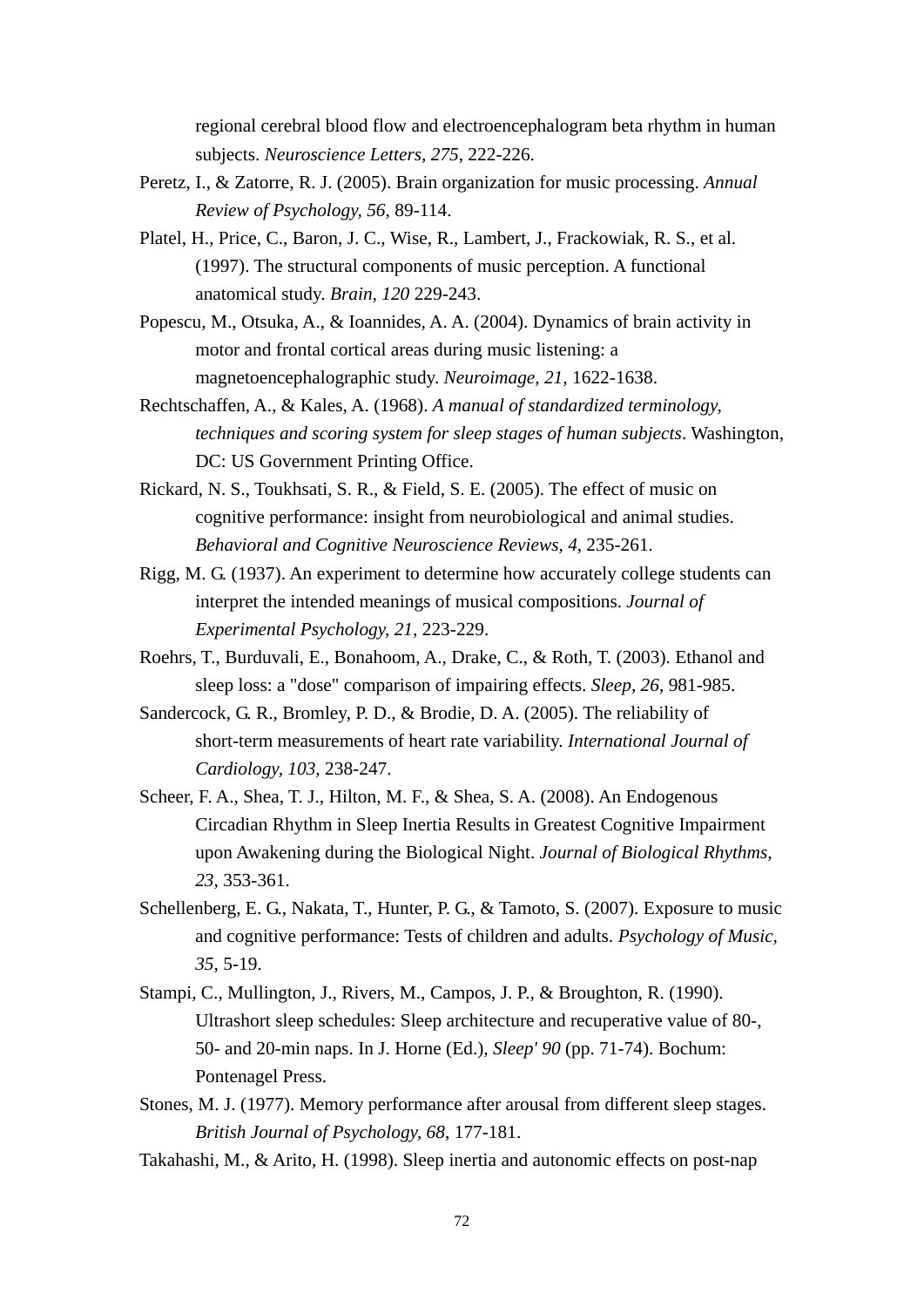regional cerebral blood flow and electroencephalogram beta rhythm in human subjects. *Neuroscience Letters, 275*, 222-226.

Peretz, I., & Zatorre, R. J. (2005). Brain organization for music processing. *Annual Review of Psychology, 56*, 89-114.

Platel, H., Price, C., Baron, J. C., Wise, R., Lambert, J., Frackowiak, R. S., et al. (1997). The structural components of music perception. A functional anatomical study. *Brain, 120* 229-243.

Popescu, M., Otsuka, A., & Ioannides, A. A. (2004). Dynamics of brain activity in motor and frontal cortical areas during music listening: a magnetoencephalographic study. *Neuroimage, 21*, 1622-1638.

Rechtschaffen, A., & Kales, A. (1968). *A manual of standardized terminology, techniques and scoring system for sleep stages of human subjects*. Washington, DC: US Government Printing Office.

Rickard, N. S., Toukhsati, S. R., & Field, S. E. (2005). The effect of music on cognitive performance: insight from neurobiological and animal studies. *Behavioral and Cognitive Neuroscience Reviews, 4*, 235-261.

Rigg, M. G. (1937). An experiment to determine how accurately college students can interpret the intended meanings of musical compositions. *Journal of Experimental Psychology, 21*, 223-229.

Roehrs, T., Burduvali, E., Bonahoom, A., Drake, C., & Roth, T. (2003). Ethanol and sleep loss: a "dose" comparison of impairing effects. *Sleep, 26*, 981-985.

Sandercock, G. R., Bromley, P. D., & Brodie, D. A. (2005). The reliability of short-term measurements of heart rate variability. *International Journal of Cardiology, 103*, 238-247.

Scheer, F. A., Shea, T. J., Hilton, M. F., & Shea, S. A. (2008). An Endogenous Circadian Rhythm in Sleep Inertia Results in Greatest Cognitive Impairment upon Awakening during the Biological Night. *Journal of Biological Rhythms, 23*, 353-361.

Schellenberg, E. G., Nakata, T., Hunter, P. G., & Tamoto, S. (2007). Exposure to music and cognitive performance: Tests of children and adults. *Psychology of Music, 35*, 5-19.

Stampi, C., Mullington, J., Rivers, M., Campos, J. P., & Broughton, R. (1990). Ultrashort sleep schedules: Sleep architecture and recuperative value of 80-, 50- and 20-min naps. In J. Horne (Ed.), *Sleep' 90* (pp. 71-74). Bochum: Pontenagel Press.

Stones, M. J. (1977). Memory performance after arousal from different sleep stages. *British Journal of Psychology, 68*, 177-181.

Takahashi, M., & Arito, H. (1998). Sleep inertia and autonomic effects on post-nap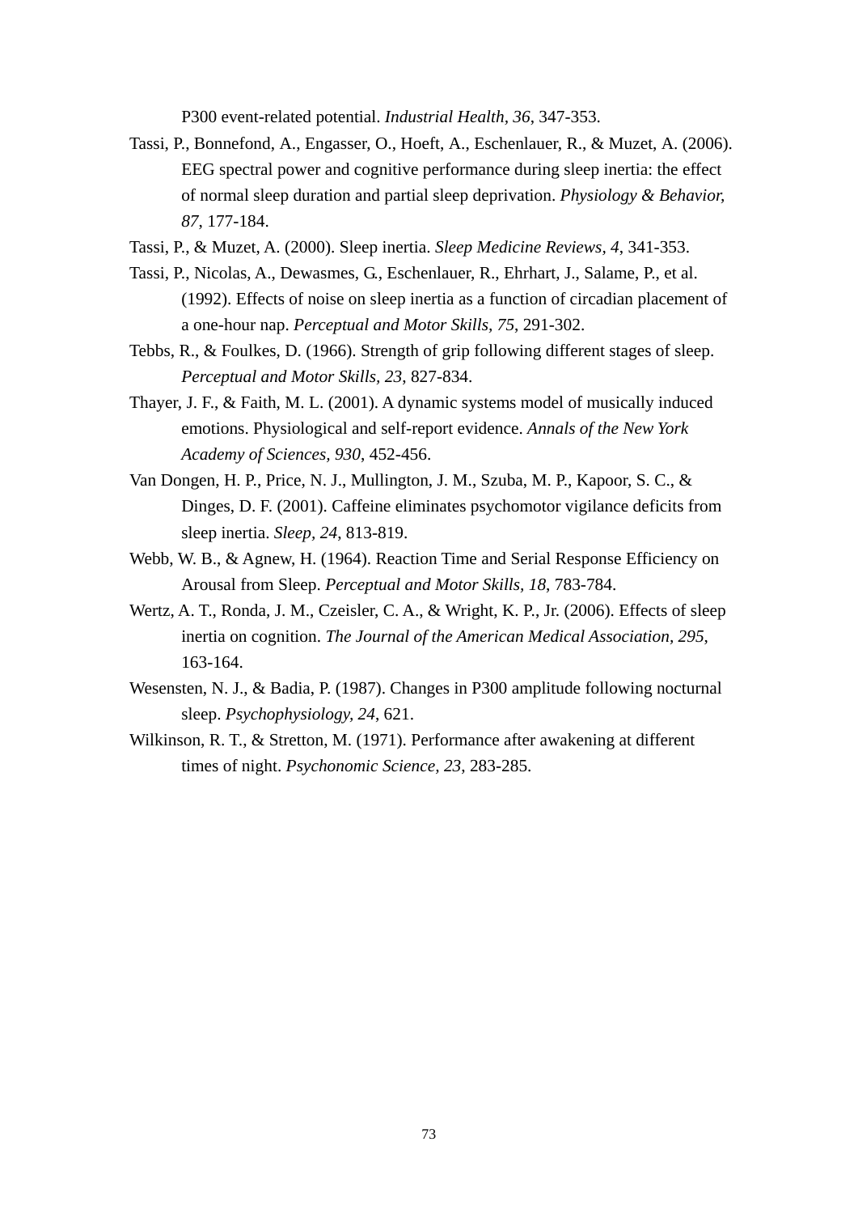P300 event-related potential. *Industrial Health, 36*, 347-353.

Tassi, P., Bonnefond, A., Engasser, O., Hoeft, A., Eschenlauer, R., & Muzet, A. (2006). EEG spectral power and cognitive performance during sleep inertia: the effect of normal sleep duration and partial sleep deprivation. *Physiology & Behavior, 87*, 177-184.

Tassi, P., & Muzet, A. (2000). Sleep inertia. *Sleep Medicine Reviews, 4*, 341-353.

Tassi, P., Nicolas, A., Dewasmes, G., Eschenlauer, R., Ehrhart, J., Salame, P., et al. (1992). Effects of noise on sleep inertia as a function of circadian placement of a one-hour nap. *Perceptual and Motor Skills, 75*, 291-302.

Tebbs, R., & Foulkes, D. (1966). Strength of grip following different stages of sleep. *Perceptual and Motor Skills, 23*, 827-834.

Thayer, J. F., & Faith, M. L. (2001). A dynamic systems model of musically induced emotions. Physiological and self-report evidence. *Annals of the New York Academy of Sciences, 930*, 452-456.

Van Dongen, H. P., Price, N. J., Mullington, J. M., Szuba, M. P., Kapoor, S. C., & Dinges, D. F. (2001). Caffeine eliminates psychomotor vigilance deficits from sleep inertia. *Sleep, 24*, 813-819.

Webb, W. B., & Agnew, H. (1964). Reaction Time and Serial Response Efficiency on Arousal from Sleep. *Perceptual and Motor Skills, 18*, 783-784.

Wertz, A. T., Ronda, J. M., Czeisler, C. A., & Wright, K. P., Jr. (2006). Effects of sleep inertia on cognition. *The Journal of the American Medical Association, 295*, 163-164.

Wesensten, N. J., & Badia, P. (1987). Changes in P300 amplitude following nocturnal sleep. *Psychophysiology, 24*, 621.

Wilkinson, R. T., & Stretton, M. (1971). Performance after awakening at different times of night. *Psychonomic Science, 23*, 283-285.